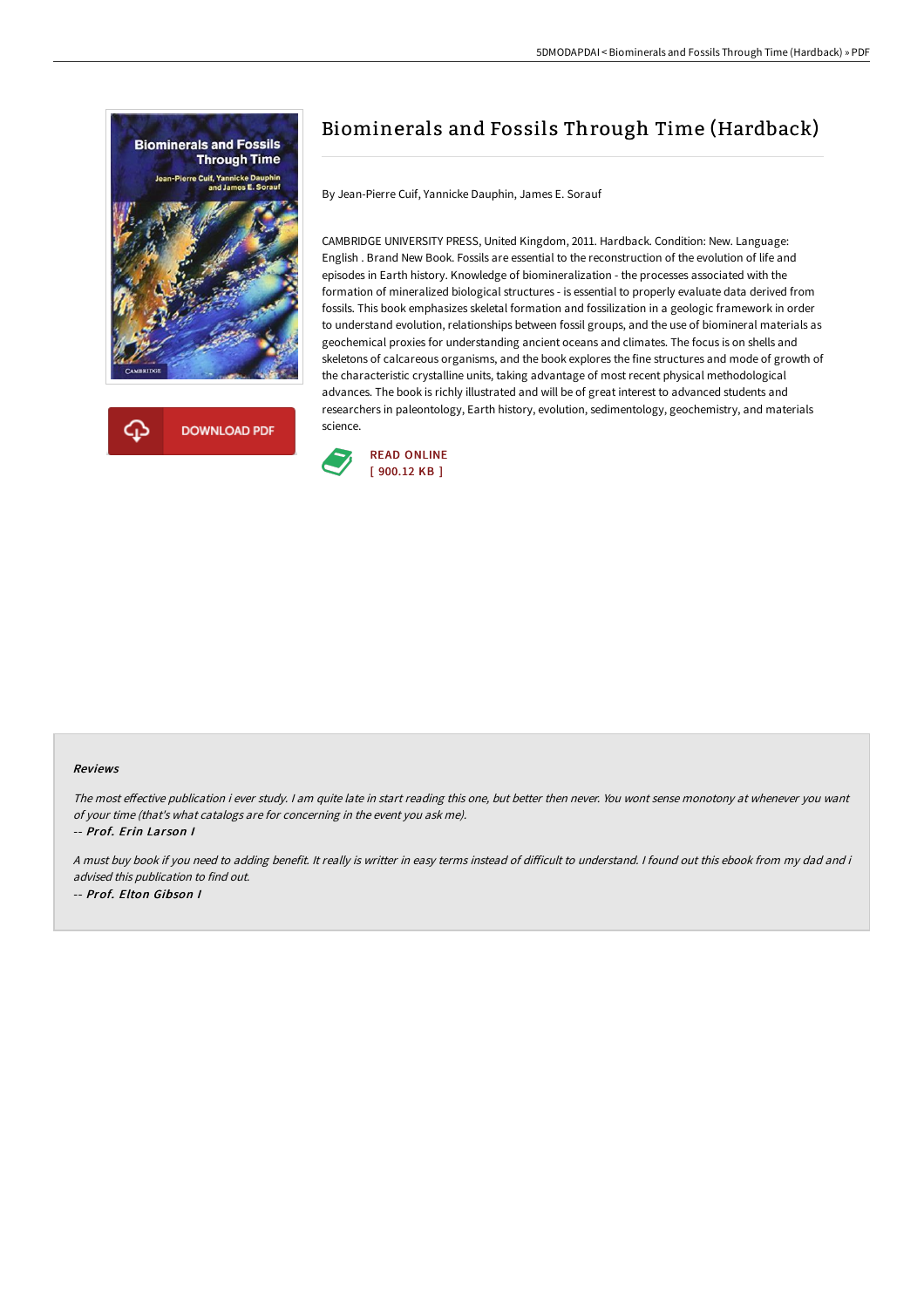# Biominerals and Fossils Through Time (Hardback)

By Jean-Pierre Cuif, Yannicke Dauphin, James E. Sorauf

CAMBRIDGE UNIVERSITY PRESS, United Kingdom, 2011. Hardback. Condition: New. Language: English . Brand New Book. Fossils are essential to the reconstruction of the evolution of life and episodes in Earth history. Knowledge of biomineralization - the processes associated with the formation of mineralized biological structures - is essential to properly evaluate data derived from fossils. This book emphasizes skeletal formation and fossilization in a geologic framework in order to understand evolution, relationships between fossil groups, and the use of biomineral materials as geochemical proxies for understanding ancient oceans and climates. The focus is on shells and skeletons of calcareous organisms, and the book explores the fine structures and mode of growth of the characteristic crystalline units, taking advantage of most recent physical methodological advances. The book is richly illustrated and will be of great interest to advanced students and researchers in paleontology, Earth history, evolution, sedimentology, geochemistry, and materials science.

DOWNLOAD PDF

READ ONLINE
[ 900.12 KB ]

#### Reviews

*The most effective publication i ever study. I am quite late in start reading this one, but better then never. You wont sense monotony at whenever you want of your time (that's what catalogs are for concerning in the event you ask me).*

*-- Prof. Erin Larson I*

*A must buy book if you need to adding benefit. It really is writter in easy terms instead of difficult to understand. I found out this ebook from my dad and i advised this publication to find out.*

*-- Prof. Elton Gibson I*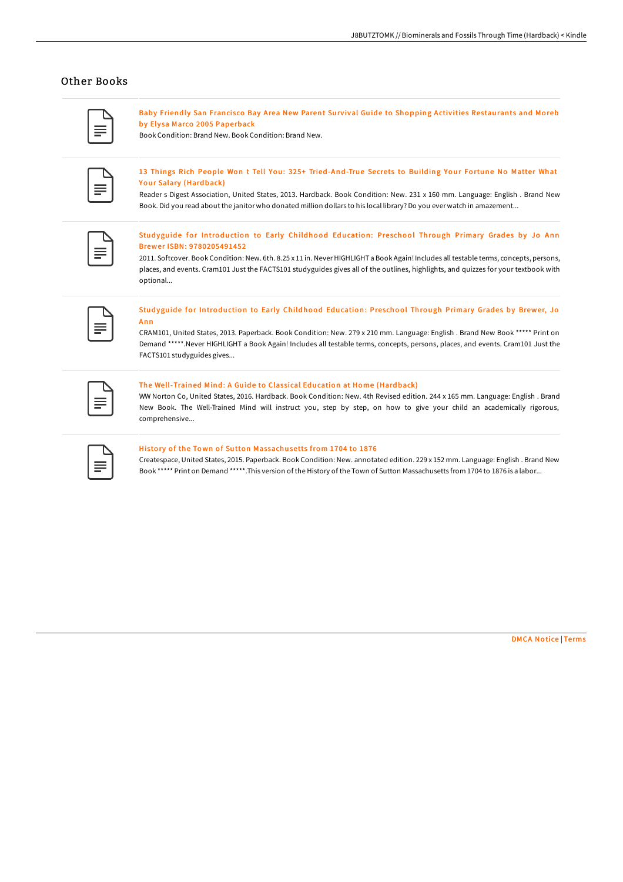## Other Books

**Baby Friendly San Francisco Bay Area New Parent Survival Guide to Shopping Activities Restaurants and Moreb by Elysa Marco 2005 Paperback**

Book Condition: Brand New. Book Condition: Brand New.

**13 Things Rich People Won t Tell You: 325+ Tried-And-True Secrets to Building Your Fortune No Matter What Your Salary (Hardback)**

Reader s Digest Association, United States, 2013. Hardback. Book Condition: New. 231 x 160 mm. Language: English . Brand New Book. Did you read about the janitor who donated million dollars to his local library? Do you ever watch in amazement...

**Studyguide for Introduction to Early Childhood Education: Preschool Through Primary Grades by Jo Ann Brewer ISBN: 9780205491452**

2011. Softcover. Book Condition: New. 6th. 8.25 x 11 in. Never HIGHLIGHT a Book Again! Includes all testable terms, concepts, persons, places, and events. Cram101 Just the FACTS101 studyguides gives all of the outlines, highlights, and quizzes for your textbook with optional...

**Studyguide for Introduction to Early Childhood Education: Preschool Through Primary Grades by Brewer, Jo Ann**

CRAM101, United States, 2013. Paperback. Book Condition: New. 279 x 210 mm. Language: English . Brand New Book ***** Print on Demand *****.Never HIGHLIGHT a Book Again! Includes all testable terms, concepts, persons, places, and events. Cram101 Just the FACTS101 studyguides gives...

**The Well-Trained Mind: A Guide to Classical Education at Home (Hardback)**

WW Norton Co, United States, 2016. Hardback. Book Condition: New. 4th Revised edition. 244 x 165 mm. Language: English . Brand New Book. The Well-Trained Mind will instruct you, step by step, on how to give your child an academically rigorous, comprehensive...

**History of the Town of Sutton Massachusetts from 1704 to 1876**

Createspace, United States, 2015. Paperback. Book Condition: New. annotated edition. 229 x 152 mm. Language: English . Brand New Book ***** Print on Demand *****.This version of the History of the Town of Sutton Massachusetts from 1704 to 1876 is a labor...

DMCA Notice | Terms